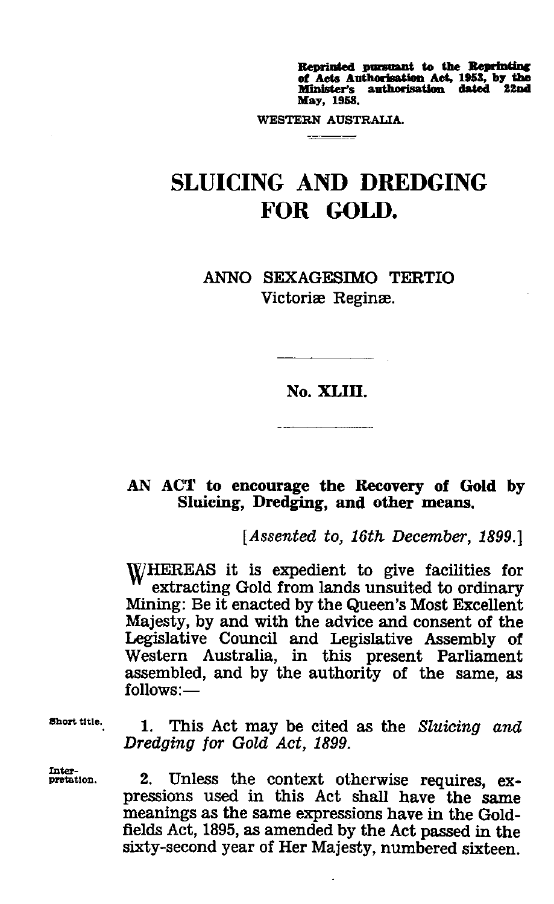Reprinted pursuant to the Reprinting of Acts Authorisation Act, 1953, by the Minister's authorisation dated 22nd May, 1958.

WESTERN AUSTRALIA.

# SLUICING AND DREDGING FOR GOLD.

ANNO SEXAGESIMO TERTIO
Victoriæ Reginæ.

## No. XLIII.

### AN ACT to encourage the Recovery of Gold by Sluicing, Dredging, and other means.

*[Assented to, 16th December, 1899.]*

WHEREAS it is expedient to give facilities for extracting Gold from lands unsuited to ordinary Mining: Be it enacted by the Queen's Most Excellent Majesty, by and with the advice and consent of the Legislative Council and Legislative Assembly of Western Australia, in this present Parliament assembled, and by the authority of the same, as follows:—

Short title.

1. This Act may be cited as the *Sluicing and Dredging for Gold Act, 1899.*

Interpretation.

2. Unless the context otherwise requires, expressions used in this Act shall have the same meanings as the same expressions have in the Goldfields Act, 1895, as amended by the Act passed in the sixty-second year of Her Majesty, numbered sixteen.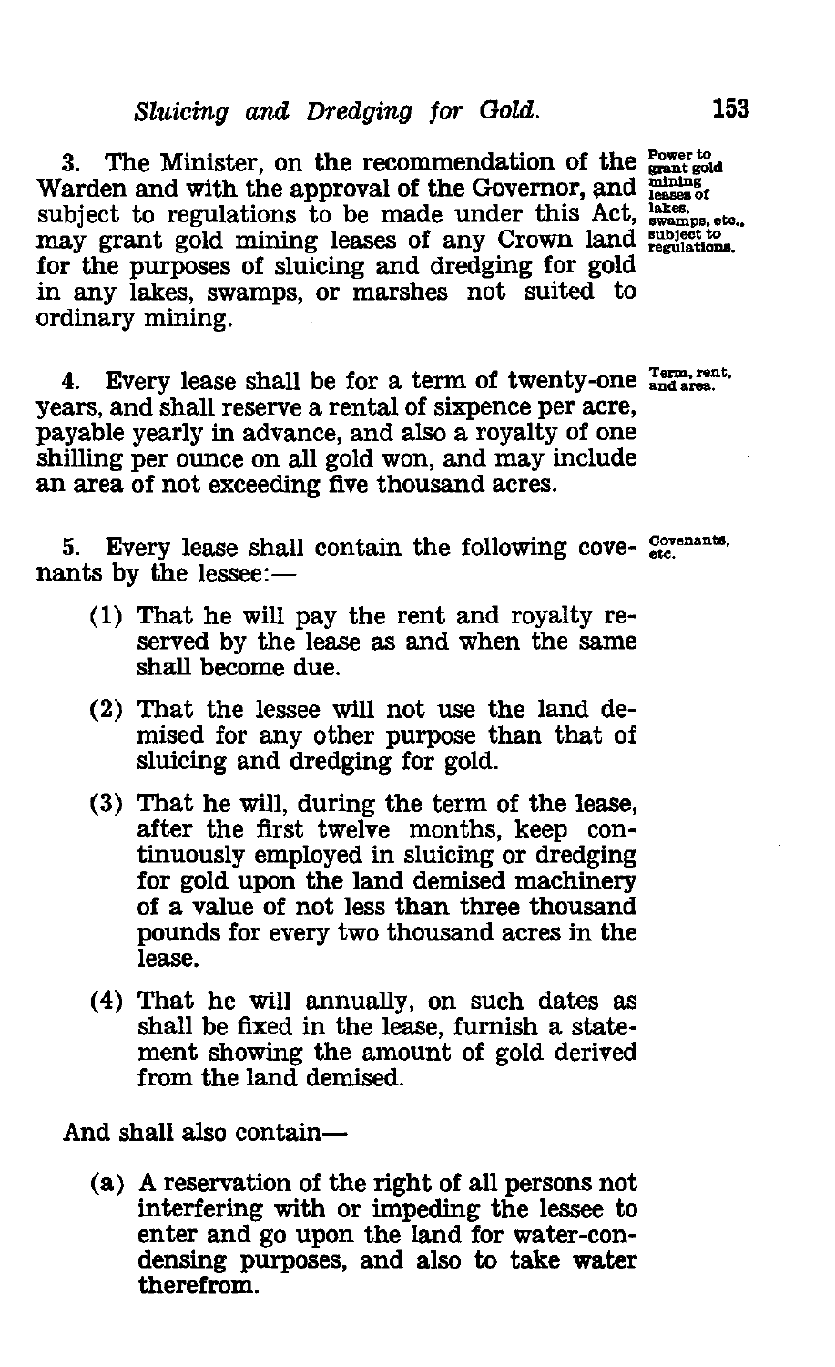3. The Minister, on the recommendation of the Warden and with the approval of the Governor, and subject to regulations to be made under this Act, may grant gold mining leases of any Crown land for the purposes of sluicing and dredging for gold in any lakes, swamps, or marshes not suited to ordinary mining.

*Power to grant gold mining leases of lakes, swamps, etc., subject to regulations.*

4. Every lease shall be for a term of twenty-one years, and shall reserve a rental of sixpence per acre, payable yearly in advance, and also a royalty of one shilling per ounce on all gold won, and may include an area of not exceeding five thousand acres.

*Term, rent, and area.*

5. Every lease shall contain the following covenants by the lessee:—

*Covenants, etc.*

(1) That he will pay the rent and royalty reserved by the lease as and when the same shall become due.

(2) That the lessee will not use the land demised for any other purpose than that of sluicing and dredging for gold.

(3) That he will, during the term of the lease, after the first twelve months, keep continuously employed in sluicing or dredging for gold upon the land demised machinery of a value of not less than three thousand pounds for every two thousand acres in the lease.

(4) That he will annually, on such dates as shall be fixed in the lease, furnish a statement showing the amount of gold derived from the land demised.

And shall also contain—

(a) A reservation of the right of all persons not interfering with or impeding the lessee to enter and go upon the land for water-condensing purposes, and also to take water therefrom.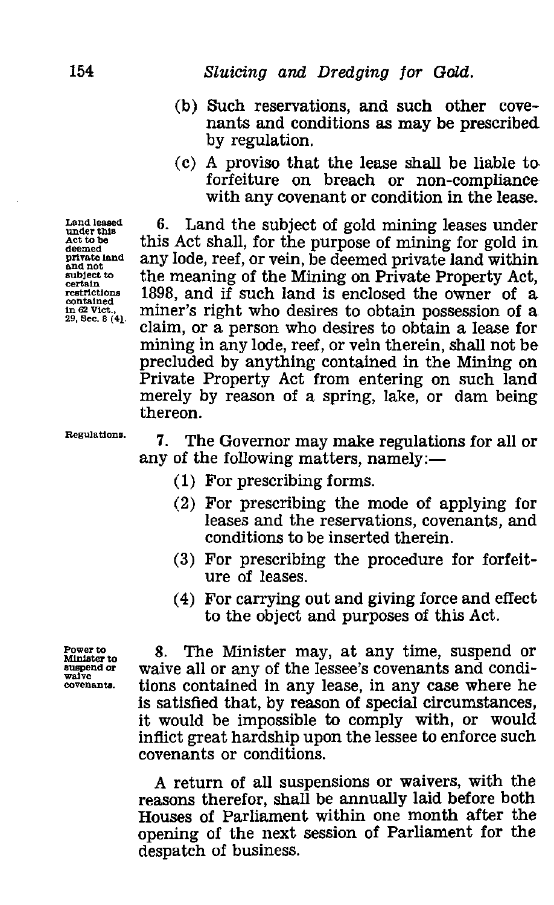(b) Such reservations, and such other covenants and conditions as may be prescribed by regulation.

(c) A proviso that the lease shall be liable to forfeiture on breach or non-compliance with any covenant or condition in the lease.

Land leased under this Act to be deemed private land and not subject to certain restrictions contained in 62 Vict., 29, Sec. 8 (4).

6. Land the subject of gold mining leases under this Act shall, for the purpose of mining for gold in any lode, reef, or vein, be deemed private land within the meaning of the Mining on Private Property Act, 1898, and if such land is enclosed the owner of a miner's right who desires to obtain possession of a claim, or a person who desires to obtain a lease for mining in any lode, reef, or vein therein, shall not be precluded by anything contained in the Mining on Private Property Act from entering on such land merely by reason of a spring, lake, or dam being thereon.

Regulations.

7. The Governor may make regulations for all or any of the following matters, namely:—

(1) For prescribing forms.

(2) For prescribing the mode of applying for leases and the reservations, covenants, and conditions to be inserted therein.

(3) For prescribing the procedure for forfeiture of leases.

(4) For carrying out and giving force and effect to the object and purposes of this Act.

Power to Minister to suspend or waive covenants.

8. The Minister may, at any time, suspend or waive all or any of the lessee's covenants and conditions contained in any lease, in any case where he is satisfied that, by reason of special circumstances, it would be impossible to comply with, or would inflict great hardship upon the lessee to enforce such covenants or conditions.

A return of all suspensions or waivers, with the reasons therefor, shall be annually laid before both Houses of Parliament within one month after the opening of the next session of Parliament for the despatch of business.